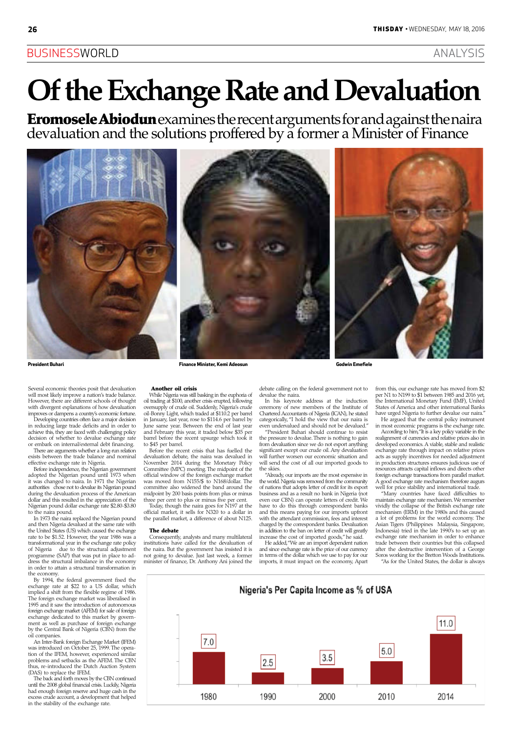# Of the Exchange Rate and Devaluation

**Eromosele Abiodun** examines the recent arguments for and against the naira devaluation and the solutions proffered by a former a Minister of Finance

President Buhari

Finance Minister, Kemi Adeosun

Godwin Emefiele

Several economic theories posit that devaluation will most likely improve a nation's trade balance. However, there are different schools of thought with divergent explanations of how devaluation improves or dampens a country's economic fortune.

Developing countries often face a major decision in reducing large trade deficits and in order to achieve this, they are faced with challenging policy decision of whether to devalue exchange rate or embark on internal/external debt financing.

There are arguments whether a long-run relation exists between the trade balance and nominal effective exchange rate in Nigeria.

Before independence, the Nigerian government adopted the Nigerian pound until 1973 when it was changed to naira. In 1971 the Nigerian authorities chose not to devalue its Nigerian pound during the devaluation process of the American dollar and this resulted in the appreciation of the Nigerian pound dollar exchange rate $2.80-$3.80 to the naira pound.

In 1973 the naira replaced the Nigerian pound and then Nigeria devalued at the same rate with the United States (US) which caused the exchange rate to be $1.52. However, the year 1986 was a transformational year in the exchange rate policy of Nigeria due to the structural adjustment programme (SAP) that was put in place to address the structural imbalance in the economy in order to attain a structural transformation in the economy.

By 1994, the federal government fixed the exchange rate at $22 to a US dollar, which implied a shift from the flexible regime of 1986. The foreign exchange market was liberalised in 1995 and it saw the introduction of autonomous foreign exchange market (AFEM) for sale of foreign exchange dedicated to this market by government as well as purchase of foreign exchange by the Central Bank of Nigeria (CBN) from the oil companies.

An Inter-Bank foreign Exchange Market (IFEM) was introduced on October 25, 1999. The operation of the IFEM, however, experienced similar problems and setbacks as the AFEM. The CBN thus, re-introduced the Dutch Auction System (DAS) to replace the IFEM.

The back and forth moves by the CBN continued until the 2008 global financial crisis. Luckily, Nigeria had enough foreign reserve and huge cash in the excess crude account, a development that helped in the stability of the exchange rate.

**Another oil crisis**

While Nigeria was still basking in the euphoria of oil trading at $100, another crisis erupted, following oversupply of crude oil. Suddenly, Nigeria's crude oil-Bonny Light, which traded at $110.2 per barrel in January, last year, rose to $114.6 per barrel by June same year. Between the end of last year and February this year, it traded below $35 per barrel before the recent upsurge which took it to $45 per barrel.

Before the recent crisis that has fuelled the devaluation debate, the naira was devalued in November 2014 during the Monetary Policy Committee (MPC) meeting. The midpoint of the official window of the foreign exchange market was moved from N155/$ to N168/dollar. The committee also widened the band around the midpoint by 200 basis points from plus or minus three per cent to plus or minus five per cent.

Today, though the naira goes for N197 at the official market, it sells for N320 to a dollar in the parallel market, a difference of about N125.

**The debate**

Consequently, analysts and many multilateral institutions have called for the devaluation of the naira. But the government has insisted it is not going to devalue. Just last week, a former minister of finance, Dr. Anthony Ani joined the debate calling on the federal government not to devalue the naira.

In his keynote address at the induction ceremony of new members of the Institute of Chartered Accountants of Nigeria (ICAN), he stated categorically, "I hold the view that our naira is even undervalued and should not be devalued."

"President Buhari should continue to resist the pressure to devalue. There is nothing to gain from devaluation since we do not export anything significant except our crude oil. Any devaluation will further worsen our economic situation and will send the cost of all our imported goods to the skies.

"Already, our imports are the most expensive in the world. Nigeria was removed from the community of nations that adopts letter of credit for its export business and as a result no bank in Nigeria (not even our CBN) can operate letters of credit. We have to do this through correspondent banks and this means paying for our imports upfront with the attendant commission, fees and interest charged by the correspondent banks. Devaluation in addition to the ban on letter of credit will greatly increase the cost of imported goods," he said.

He added, "We are an import dependent nation and since exchange rate is the price of our currency in terms of the dollar which we use to pay for our imports, it must impact on the economy. Apart from this, our exchange rate has moved from $2 per N1 to N199 to $1 between 1985 and 2016 yet, the International Monetary Fund (IMF), United States of America and other international Banks have urged Nigeria to further devalue our naira."

He argued that the central policy instrument in most economic programs is the exchange rate.

According to him, "It is a key policy variable in the realignment of currencies and relative prices also in developed economics. A viable, stable and realistic exchange rate through impact on relative prices acts as supply incentives for needed adjustment in production structures ensures judicious use of resources attracts capital inflows and directs other foreign exchange transactions from parallel market. A good exchange rate mechanism therefore augurs well for price stability and international trade.

"Many countries have faced difficulties to maintain exchange rate mechanism. We remember vividly the collapse of the British exchange rate mechanism (ERM) in the 1980s and this caused a lot of problems for the world economy. The Asian Tigers (Philippines Malaysia, Singapore, Indonesia) tried in the late 1990's to set up an exchange rate mechanism in order to enhance trade between their countries but this collapsed after the destructive intervention of a George Soros working for the Bretton Woods Institutions.

"As for the United States, the dollar is always

**Nigeria's Per Capita Income as % of USA**

| Year | % of USA |
| --- | --- |
| 1980 | 7.0 |
| 1990 | 2.5 |
| 2000 | 3.5 |
| 2010 | 5.0 |
| 2014 | 11.0 |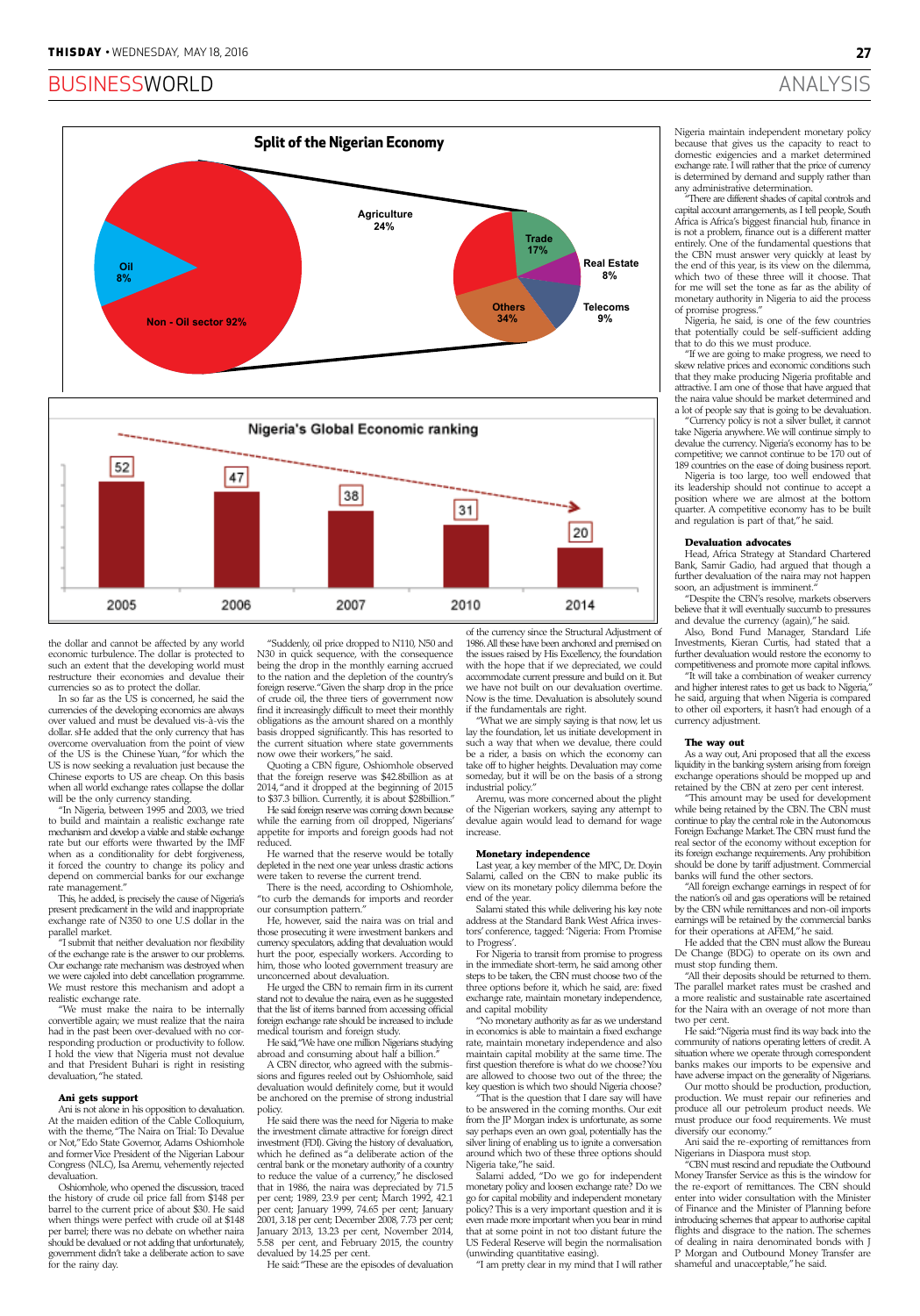BUSINESSWORLD

ANALYSIS

Split of the Nigerian Economy

Oil 8%

Non - Oil sector 92%

Agriculture 24%

Trade 17%

Real Estate 8%

Telecoms 9%

Others 34%

Nigeria's Global Economic ranking

52
47
38
31
20

2005
2006
2007
2010
2014

the dollar and cannot be affected by any world economic turbulence. The dollar is protected to such an extent that the developing world must restructure their economies and devalue their currencies so as to protect the dollar.

In so far as the US is concerned, he said the currencies of the developing economies are always over valued and must be devalued vis-à-vis the dollar. sHe added that the only currency that has overcome overvaluation from the point of view of the US is the Chinese Yuan, "for which the US is now seeking a revaluation just because the Chinese exports to US are cheap. On this basis when all world exchange rates collapse the dollar will be the only currency standing.

"In Nigeria, between 1995 and 2003, we tried to build and maintain a realistic exchange rate mechanism and develop a viable and stable exchange rate but our efforts were thwarted by the IMF when as a conditionality for debt forgiveness, it forced the country to change its policy and depend on commercial banks for our exchange rate management."

This, he added, is precisely the cause of Nigeria's present predicament in the wild and inappropriate exchange rate of N350 to one U.S dollar in the parallel market.

"I submit that neither devaluation nor flexibility of the exchange rate is the answer to our problems. Our exchange rate mechanism was destroyed when we were cajoled into debt cancellation programme. We must restore this mechanism and adopt a realistic exchange rate.

"We must make the naira to be internally convertible again; we must realize that the naira had in the past been over-devalued with no corresponding production or productivity to follow. I hold the view that Nigeria must not devalue and that President Buhari is right in resisting devaluation, "he stated.

### Ani gets support

Ani is not alone in his opposition to devaluation. At the maiden edition of the Cable Colloquium, with the theme, "The Naira on Trial: To Devalue or Not," Edo State Governor, Adams Oshiomhole and former Vice President of the Nigerian Labour Congress (NLC), Isa Aremu, vehemently rejected devaluation.

Oshiomhole, who opened the discussion, traced the history of crude oil price fall from $148 per barrel to the current price of about $30. He said when things were perfect with crude oil at $148 per barrel; there was no debate on whether naira should be devalued or not adding that unfortunately, government didn't take a deliberate action to save for the rainy day.

"Suddenly, oil price dropped to N110, N50 and N30 in quick sequence, with the consequence being the drop in the monthly earning accrued to the nation and the depletion of the country's foreign reserve."Given the sharp drop in the price of crude oil, the three tiers of government now find it increasingly difficult to meet their monthly obligations as the amount shared on a monthly basis dropped significantly. This has resorted to the current situation where state governments now owe their workers," he said.

Quoting a CBN figure, Oshiomhole observed that the foreign reserve was $42.8billion as at 2014, "and it dropped at the beginning of 2015 to $37.3 billion. Currently, it is about $28billion."

He said foreign reserve was coming down because while the earning from oil dropped, Nigerians' appetite for imports and foreign goods had not reduced.

He warned that the reserve would be totally depleted in the next one year unless drastic actions were taken to reverse the current trend.

There is the need, according to Oshiomhole, "to curb the demands for imports and reorder our consumption pattern."

He, however, said the naira was on trial and those prosecuting it were investment bankers and currency speculators, adding that devaluation would hurt the poor, especially workers. According to him, those who looted government treasury are unconcerned about devaluation.

He urged the CBN to remain firm in its current stand not to devalue the naira, even as he suggested that the list of items banned from accessing official foreign exchange rate should be increased to include medical tourism and foreign study.

He said,"We have one million Nigerians studying abroad and consuming about half a billion."

A CBN director, who agreed with the submissions and figures reeled out by Oshiomhole, said devaluation would definitely come, but it would be anchored on the premise of strong industrial policy.

He said there was the need for Nigeria to make the investment climate attractive for foreign direct investment (FDI). Giving the history of devaluation, which he defined as "a deliberate action of the central bank or the monetary authority of a country to reduce the value of a currency," he disclosed that in 1986, the naira was depreciated by 71.5 per cent; 1989, 23.9 per cent; March 1992, 42.1 per cent; January 1999, 74.65 per cent; January 2001, 3.18 per cent; December 2008, 7.73 per cent; January 2013, 13.23 per cent, November 2014, 5.58 per cent, and February 2015, the country devalued by 14.25 per cent.

He said:"These are the episodes of devaluation of the currency since the Structural Adjustment of 1986. All these have been anchored and premised on the issues raised by His Excellency, the foundation with the hope that if we depreciated, we could accommodate current pressure and build on it. But we have not built on our devaluation overtime. Now is the time. Devaluation is absolutely sound if the fundamentals are right.

"What we are simply saying is that now, let us lay the foundation, let us initiate development in such a way that when we devalue, there could be a rider, a basis on which the economy can take off to higher heights. Devaluation may come someday, but it will be on the basis of a strong industrial policy."

Aremu, was more concerned about the plight of the Nigerian workers, saying any attempt to devalue again would lead to demand for wage increase.

### Monetary independence

Last year, a key member of the MPC, Dr. Doyin Salami, called on the CBN to make public its view on its monetary policy dilemma before the end of the year.

Salami stated this while delivering his key note address at the Standard Bank West Africa investors' conference, tagged: 'Nigeria: From Promise to Progress'.

For Nigeria to transit from promise to progress in the immediate short-term, he said among other steps to be taken, the CBN must choose two of the three options before it, which he said, are: fixed exchange rate, maintain monetary independence, and capital mobility

"No monetary authority as far as we understand in economics is able to maintain a fixed exchange rate, maintain monetary independence and also maintain capital mobility at the same time. The first question therefore is what do we choose? You are allowed to choose two out of the three; the key question is which two should Nigeria choose?

"That is the question that I dare say will have to be answered in the coming months. Our exit from the JP Morgan index is unfortunate, as some say perhaps even an own goal, potentially has the silver lining of enabling us to ignite a conversation around which two of these three options should Nigeria take,"he said.

Salami added, "Do we go for independent monetary policy and loosen exchange rate? Do we go for capital mobility and independent monetary policy? This is a very important question and it is even made more important when you bear in mind that at some point in not too distant future the US Federal Reserve will begin the normalisation (unwinding quantitative easing).

"I am pretty clear in my mind that I will rather Nigeria maintain independent monetary policy because that gives us the capacity to react to domestic exigencies and a market determined exchange rate. I will rather that the price of currency is determined by demand and supply rather than any administrative determination.

"There are different shades of capital controls and capital account arrangements, as I tell people, South Africa is Africa's biggest financial hub, finance in is not a problem, finance out is a different matter entirely. One of the fundamental questions that the CBN must answer very quickly at least by the end of this year, is its view on the dilemma, which two of these three will it choose. That for me will set the tone as far as the ability of monetary authority in Nigeria to aid the process of promise progress."

Nigeria, he said, is one of the few countries that potentially could be self-sufficient adding that to do this we must produce.

"If we are going to make progress, we need to skew relative prices and economic conditions such that they make producing Nigeria profitable and attractive. I am one of those that have argued that the naira value should be market determined and a lot of people say that is going to be devaluation.

"Currency policy is not a silver bullet, it cannot take Nigeria anywhere. We will continue simply to devalue the currency. Nigeria's economy has to be competitive; we cannot continue to be 170 out of 189 countries on the ease of doing business report.

Nigeria is too large, too well endowed that its leadership should not continue to accept a position where we are almost at the bottom quarter. A competitive economy has to be built and regulation is part of that," he said.

### Devaluation advocates

Head, Africa Strategy at Standard Chartered Bank, Samir Gadio, had argued that though a further devaluation of the naira may not happen soon, an adjustment is imminent."

"Despite the CBN's resolve, markets observers believe that it will eventually succumb to pressures and devalue the currency (again)," he said.

Also, Bond Fund Manager, Standard Life Investments, Kieran Curtis, had stated that a further devaluation would restore the economy to competitiveness and promote more capital inflows.

"It will take a combination of weaker currency and higher interest rates to get us back to Nigeria," he said, arguing that when Nigeria is compared to other oil exporters, it hasn't had enough of a currency adjustment.

### The way out

As a way out, Ani proposed that all the excess liquidity in the banking system arising from foreign exchange operations should be mopped up and retained by the CBN at zero per cent interest.

"This amount may be used for development while being retained by the CBN. The CBN must continue to play the central role in the Autonomous Foreign Exchange Market. The CBN must fund the real sector of the economy without exception for its foreign exchange requirements. Any prohibition should be done by tariff adjustment. Commercial banks will fund the other sectors.

"All foreign exchange earnings in respect of for the nation's oil and gas operations will be retained by the CBN while remittances and non-oil imports earnings will be retained by the commercial banks for their operations at AFEM," he said.

He added that the CBN must allow the Bureau De Change (BDG) to operate on its own and must stop funding them.

"All their deposits should be returned to them. The parallel market rates must be crashed and a more realistic and sustainable rate ascertained for the Naira with an average of not more than two per cent.

He said:"Nigeria must find its way back into the community of nations operating letters of credit. A situation where we operate through correspondent banks makes our imports to be expensive and have adverse impact on the generality of Nigerians.

Our motto should be production, production, production. We must repair our refineries and produce all our petroleum product needs. We must produce our food requirements. We must diversify our economy."

Ani said the re-exporting of remittances from Nigerians in Diaspora must stop.

"CBN must rescind and repudiate the Outbound Money Transfer Service as this is the window for the re-export of remittances. The CBN should enter into wider consultation with the Minister of Finance and the Minister of Planning before introducing schemes that appear to authorise capital flights and disgrace to the nation. The schemes of dealing in naira denominated bonds with J P Morgan and Outbound Money Transfer are shameful and unacceptable," he said.